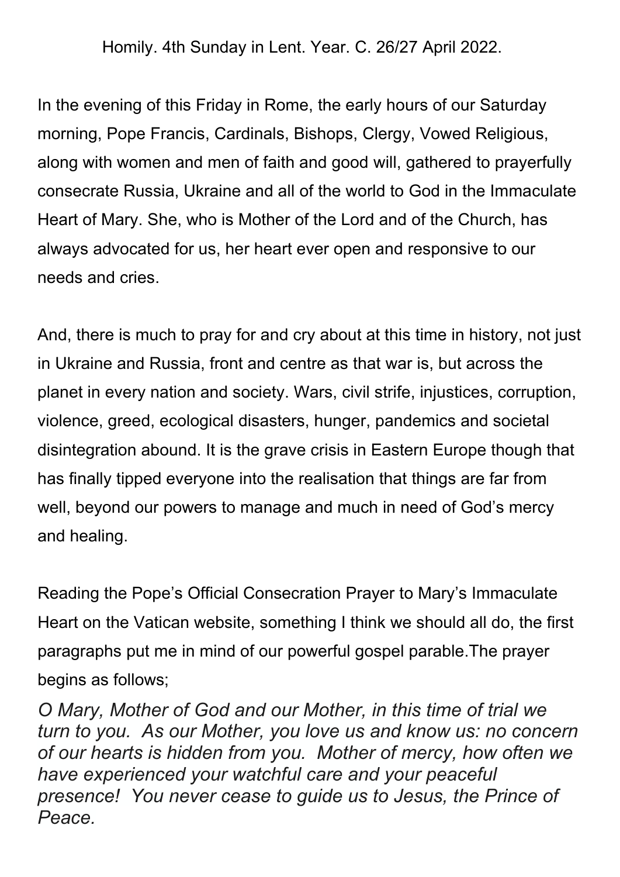Homily. 4th Sunday in Lent. Year. C. 26/27 April 2022.

In the evening of this Friday in Rome, the early hours of our Saturday morning, Pope Francis, Cardinals, Bishops, Clergy, Vowed Religious, along with women and men of faith and good will, gathered to prayerfully consecrate Russia, Ukraine and all of the world to God in the Immaculate Heart of Mary. She, who is Mother of the Lord and of the Church, has always advocated for us, her heart ever open and responsive to our needs and cries.

And, there is much to pray for and cry about at this time in history, not just in Ukraine and Russia, front and centre as that war is, but across the planet in every nation and society. Wars, civil strife, injustices, corruption, violence, greed, ecological disasters, hunger, pandemics and societal disintegration abound. It is the grave crisis in Eastern Europe though that has finally tipped everyone into the realisation that things are far from well, beyond our powers to manage and much in need of God's mercy and healing.

Reading the Pope's Official Consecration Prayer to Mary's Immaculate Heart on the Vatican website, something I think we should all do, the first paragraphs put me in mind of our powerful gospel parable.The prayer begins as follows;

*O Mary, Mother of God and our Mother, in this time of trial we turn to you. As our Mother, you love us and know us: no concern of our hearts is hidden from you. Mother of mercy, how often we have experienced your watchful care and your peaceful presence! You never cease to guide us to Jesus, the Prince of Peace.*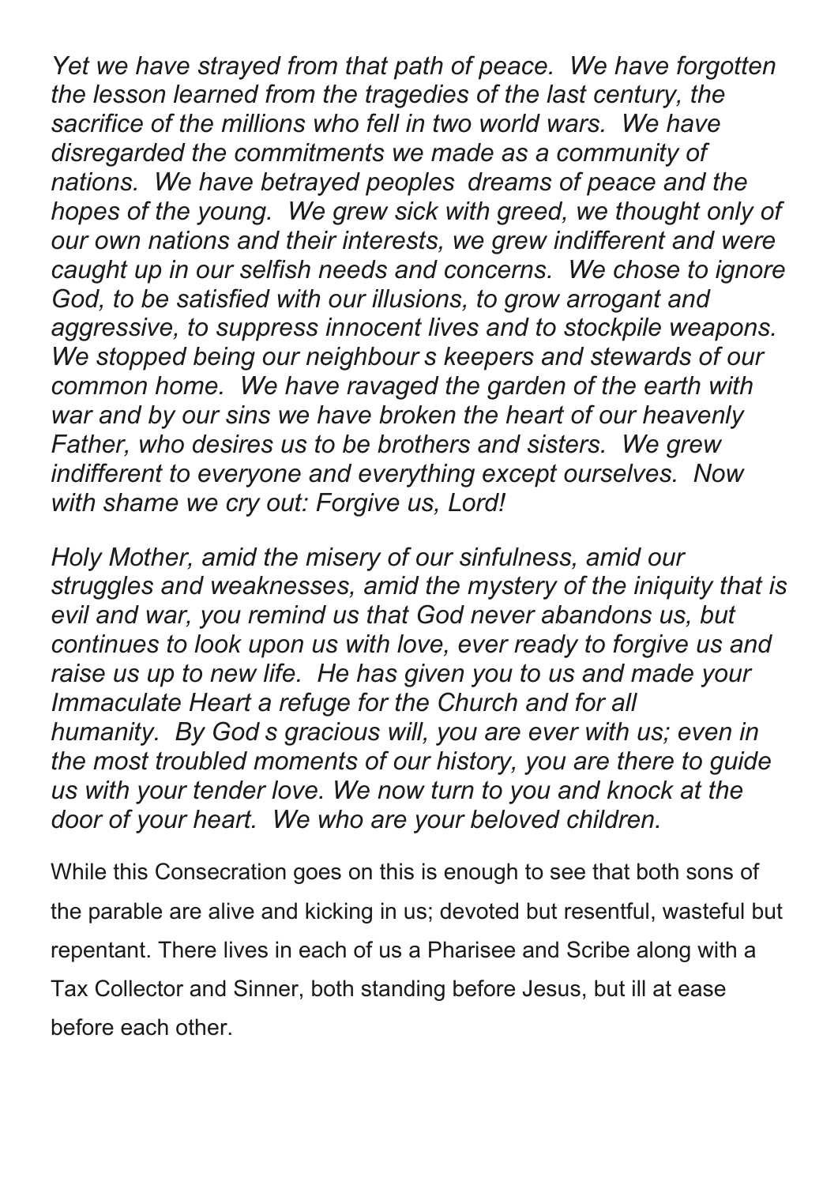*Yet we have strayed from that path of peace. We have forgotten the lesson learned from the tragedies of the last century, the sacrifice of the millions who fell in two world wars. We have disregarded the commitments we made as a community of nations. We have betrayed peoples dreams of peace and the hopes of the young. We grew sick with greed, we thought only of our own nations and their interests, we grew indifferent and were caught up in our selfish needs and concerns. We chose to ignore God, to be satisfied with our illusions, to grow arrogant and aggressive, to suppress innocent lives and to stockpile weapons. We stopped being our neighbour s keepers and stewards of our common home. We have ravaged the garden of the earth with war and by our sins we have broken the heart of our heavenly Father, who desires us to be brothers and sisters. We grew indifferent to everyone and everything except ourselves. Now with shame we cry out: Forgive us, Lord!*

*Holy Mother, amid the misery of our sinfulness, amid our struggles and weaknesses, amid the mystery of the iniquity that is evil and war, you remind us that God never abandons us, but continues to look upon us with love, ever ready to forgive us and raise us up to new life. He has given you to us and made your Immaculate Heart a refuge for the Church and for all humanity. By God s gracious will, you are ever with us; even in the most troubled moments of our history, you are there to guide us with your tender love. We now turn to you and knock at the door of your heart. We who are your beloved children.*

While this Consecration goes on this is enough to see that both sons of the parable are alive and kicking in us; devoted but resentful, wasteful but repentant. There lives in each of us a Pharisee and Scribe along with a Tax Collector and Sinner, both standing before Jesus, but ill at ease before each other.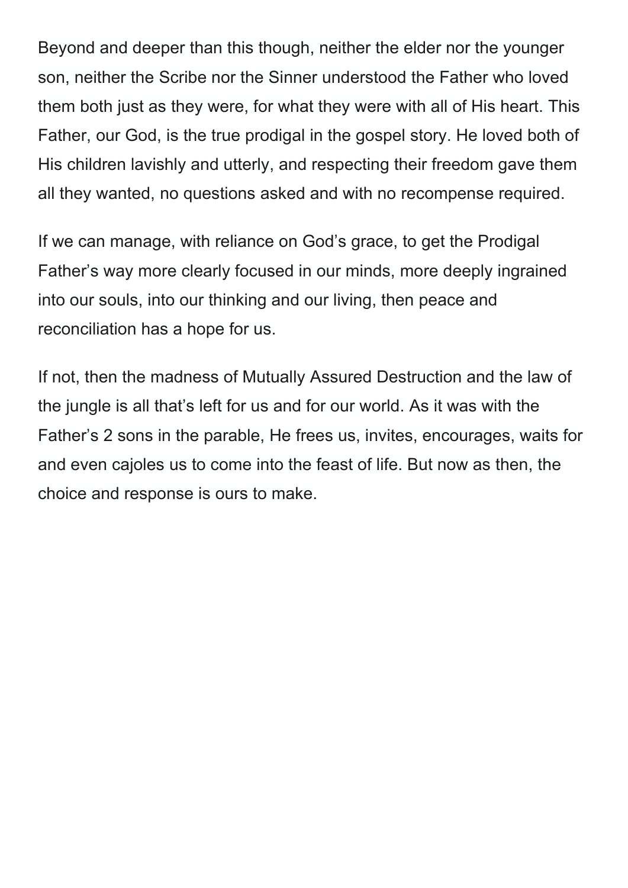Beyond and deeper than this though, neither the elder nor the younger son, neither the Scribe nor the Sinner understood the Father who loved them both just as they were, for what they were with all of His heart. This Father, our God, is the true prodigal in the gospel story. He loved both of His children lavishly and utterly, and respecting their freedom gave them all they wanted, no questions asked and with no recompense required.

If we can manage, with reliance on God's grace, to get the Prodigal Father's way more clearly focused in our minds, more deeply ingrained into our souls, into our thinking and our living, then peace and reconciliation has a hope for us.

If not, then the madness of Mutually Assured Destruction and the law of the jungle is all that's left for us and for our world. As it was with the Father's 2 sons in the parable, He frees us, invites, encourages, waits for and even cajoles us to come into the feast of life. But now as then, the choice and response is ours to make.